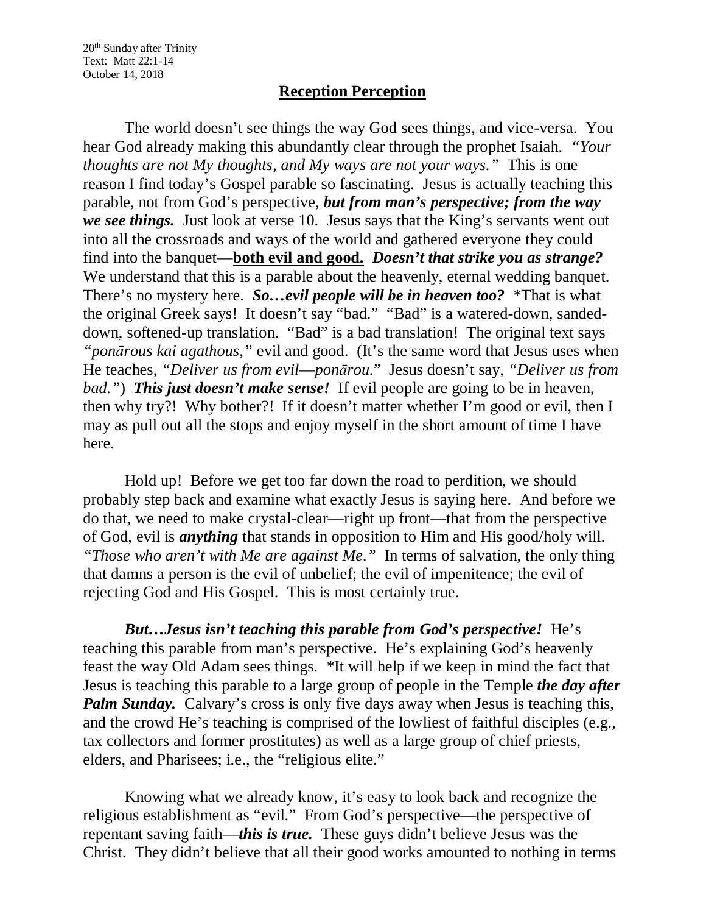20th Sunday after Trinity
Text: Matt 22:1-14
October 14, 2018

## Reception Perception

The world doesn't see things the way God sees things, and vice-versa. You hear God already making this abundantly clear through the prophet Isaiah. *"Your thoughts are not My thoughts, and My ways are not your ways."* This is one reason I find today's Gospel parable so fascinating. Jesus is actually teaching this parable, not from God's perspective, ***but from man's perspective; from the way we see things.*** Just look at verse 10. Jesus says that the King's servants went out into all the crossroads and ways of the world and gathered everyone they could find into the banquet—**both evil and good.** ***Doesn't that strike you as strange?*** We understand that this is a parable about the heavenly, eternal wedding banquet. There's no mystery here. ***So…evil people will be in heaven too?*** *That is what the original Greek says! It doesn't say "bad." "Bad" is a watered-down, sanded-down, softened-up translation. "Bad" is a bad translation! The original text says *"ponārous kai agathous,"* evil and good. (It's the same word that Jesus uses when He teaches, *"Deliver us from evil—ponārou."* Jesus doesn't say, *"Deliver us from bad."*) ***This just doesn't make sense!*** If evil people are going to be in heaven, then why try?! Why bother?! If it doesn't matter whether I'm good or evil, then I may as pull out all the stops and enjoy myself in the short amount of time I have here.

Hold up! Before we get too far down the road to perdition, we should probably step back and examine what exactly Jesus is saying here. And before we do that, we need to make crystal-clear—right up front—that from the perspective of God, evil is ***anything*** that stands in opposition to Him and His good/holy will. *"Those who aren't with Me are against Me."* In terms of salvation, the only thing that damns a person is the evil of unbelief; the evil of impenitence; the evil of rejecting God and His Gospel. This is most certainly true.

***But…Jesus isn't teaching this parable from God's perspective!*** He's teaching this parable from man's perspective. He's explaining God's heavenly feast the way Old Adam sees things. *It will help if we keep in mind the fact that Jesus is teaching this parable to a large group of people in the Temple ***the day after Palm Sunday.*** Calvary's cross is only five days away when Jesus is teaching this, and the crowd He's teaching is comprised of the lowliest of faithful disciples (e.g., tax collectors and former prostitutes) as well as a large group of chief priests, elders, and Pharisees; i.e., the "religious elite."

Knowing what we already know, it's easy to look back and recognize the religious establishment as "evil." From God's perspective—the perspective of repentant saving faith—***this is true.*** These guys didn't believe Jesus was the Christ. They didn't believe that all their good works amounted to nothing in terms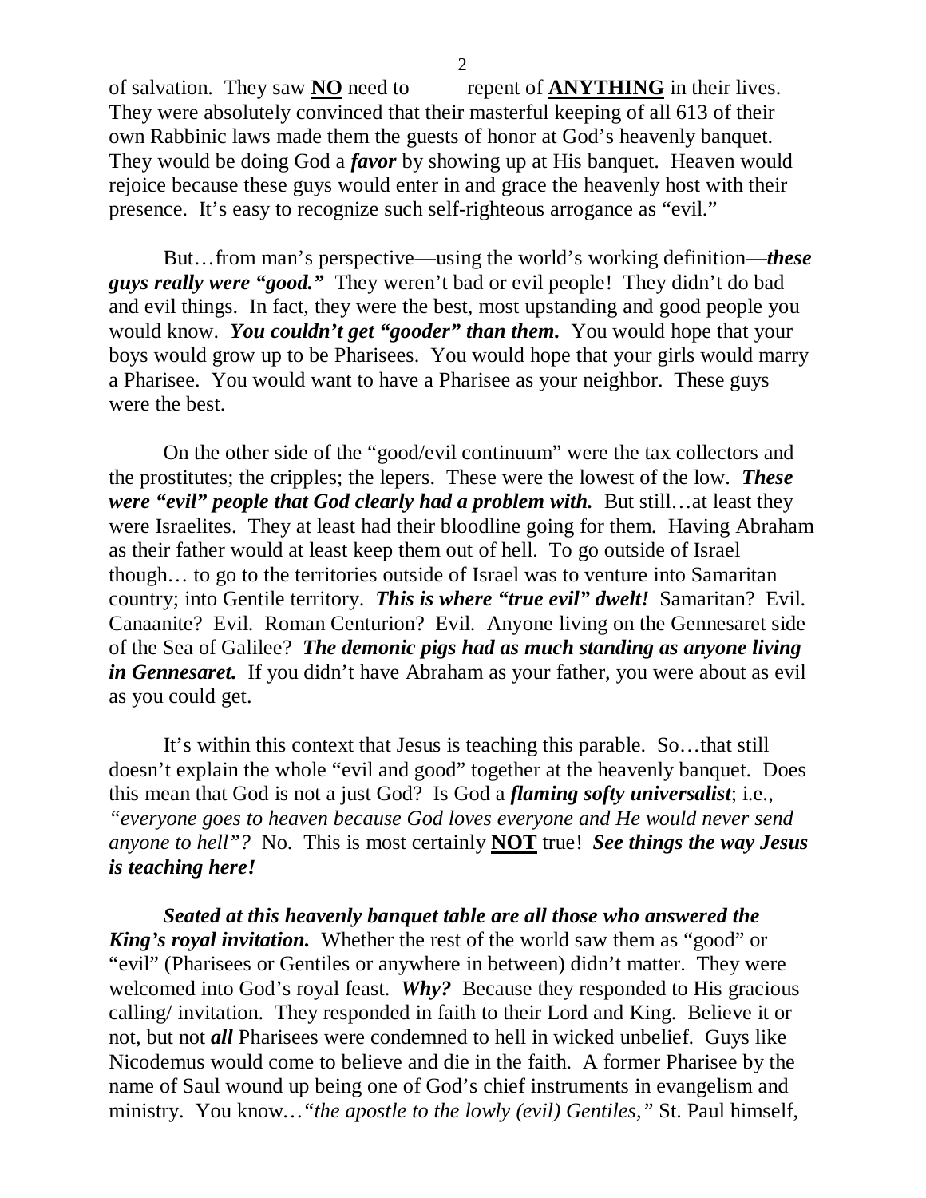of salvation. They saw **NO** need to repent of **ANYTHING** in their lives. They were absolutely convinced that their masterful keeping of all 613 of their own Rabbinic laws made them the guests of honor at God's heavenly banquet. They would be doing God a ***favor*** by showing up at His banquet. Heaven would rejoice because these guys would enter in and grace the heavenly host with their presence. It's easy to recognize such self-righteous arrogance as "evil."

But…from man's perspective—using the world's working definition—***these guys really were "good."*** They weren't bad or evil people! They didn't do bad and evil things. In fact, they were the best, most upstanding and good people you would know. ***You couldn't get "gooder" than them.*** You would hope that your boys would grow up to be Pharisees. You would hope that your girls would marry a Pharisee. You would want to have a Pharisee as your neighbor. These guys were the best.

On the other side of the "good/evil continuum" were the tax collectors and the prostitutes; the cripples; the lepers. These were the lowest of the low. ***These were "evil" people that God clearly had a problem with.*** But still…at least they were Israelites. They at least had their bloodline going for them. Having Abraham as their father would at least keep them out of hell. To go outside of Israel though… to go to the territories outside of Israel was to venture into Samaritan country; into Gentile territory. ***This is where "true evil" dwelt!*** Samaritan? Evil. Canaanite? Evil. Roman Centurion? Evil. Anyone living on the Gennesaret side of the Sea of Galilee? ***The demonic pigs had as much standing as anyone living in Gennesaret.*** If you didn't have Abraham as your father, you were about as evil as you could get.

It's within this context that Jesus is teaching this parable. So…that still doesn't explain the whole "evil and good" together at the heavenly banquet. Does this mean that God is not a just God? Is God a ***flaming softy universalist***; i.e., *"everyone goes to heaven because God loves everyone and He would never send anyone to hell"?* No. This is most certainly **NOT** true! ***See things the way Jesus is teaching here!***

***Seated at this heavenly banquet table are all those who answered the King's royal invitation.*** Whether the rest of the world saw them as "good" or "evil" (Pharisees or Gentiles or anywhere in between) didn't matter. They were welcomed into God's royal feast. ***Why?*** Because they responded to His gracious calling/ invitation. They responded in faith to their Lord and King. Believe it or not, but not ***all*** Pharisees were condemned to hell in wicked unbelief. Guys like Nicodemus would come to believe and die in the faith. A former Pharisee by the name of Saul wound up being one of God's chief instruments in evangelism and ministry. You know…*"the apostle to the lowly (evil) Gentiles,"* St. Paul himself,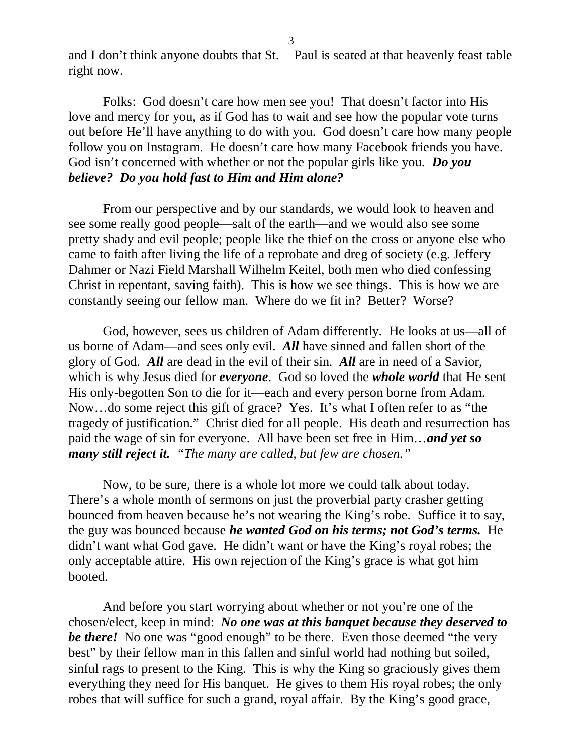and I don't think anyone doubts that St. Paul is seated at that heavenly feast table right now.

Folks: God doesn't care how men see you! That doesn't factor into His love and mercy for you, as if God has to wait and see how the popular vote turns out before He'll have anything to do with you. God doesn't care how many people follow you on Instagram. He doesn't care how many Facebook friends you have. God isn't concerned with whether or not the popular girls like you. ***Do you believe? Do you hold fast to Him and Him alone?***

From our perspective and by our standards, we would look to heaven and see some really good people—salt of the earth—and we would also see some pretty shady and evil people; people like the thief on the cross or anyone else who came to faith after living the life of a reprobate and dreg of society (e.g. Jeffery Dahmer or Nazi Field Marshall Wilhelm Keitel, both men who died confessing Christ in repentant, saving faith). This is how we see things. This is how we are constantly seeing our fellow man. Where do we fit in? Better? Worse?

God, however, sees us children of Adam differently. He looks at us—all of us borne of Adam—and sees only evil. ***All*** have sinned and fallen short of the glory of God. ***All*** are dead in the evil of their sin. ***All*** are in need of a Savior, which is why Jesus died for ***everyone***. God so loved the ***whole world*** that He sent His only-begotten Son to die for it—each and every person borne from Adam. Now…do some reject this gift of grace? Yes. It's what I often refer to as "the tragedy of justification." Christ died for all people. His death and resurrection has paid the wage of sin for everyone. All have been set free in Him…***and yet so many still reject it.*** *"The many are called, but few are chosen."*

Now, to be sure, there is a whole lot more we could talk about today. There's a whole month of sermons on just the proverbial party crasher getting bounced from heaven because he's not wearing the King's robe. Suffice it to say, the guy was bounced because ***he wanted God on his terms; not God's terms.*** He didn't want what God gave. He didn't want or have the King's royal robes; the only acceptable attire. His own rejection of the King's grace is what got him booted.

And before you start worrying about whether or not you're one of the chosen/elect, keep in mind: ***No one was at this banquet because they deserved to be there!*** No one was "good enough" to be there. Even those deemed "the very best" by their fellow man in this fallen and sinful world had nothing but soiled, sinful rags to present to the King. This is why the King so graciously gives them everything they need for His banquet. He gives to them His royal robes; the only robes that will suffice for such a grand, royal affair. By the King's good grace,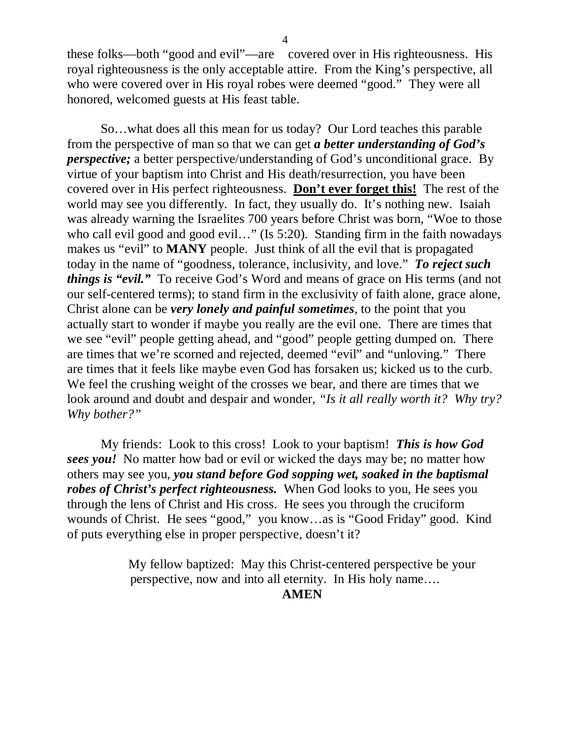these folks—both "good and evil"—are covered over in His righteousness. His royal righteousness is the only acceptable attire. From the King's perspective, all who were covered over in His royal robes were deemed "good." They were all honored, welcomed guests at His feast table.

So…what does all this mean for us today? Our Lord teaches this parable from the perspective of man so that we can get ***a better understanding of God's perspective;*** a better perspective/understanding of God's unconditional grace. By virtue of your baptism into Christ and His death/resurrection, you have been covered over in His perfect righteousness. **<u>Don't ever forget this!</u>** The rest of the world may see you differently. In fact, they usually do. It's nothing new. Isaiah was already warning the Israelites 700 years before Christ was born, "Woe to those who call evil good and good evil…" (Is 5:20). Standing firm in the faith nowadays makes us "evil" to **MANY** people. Just think of all the evil that is propagated today in the name of "goodness, tolerance, inclusivity, and love." ***To reject such things is "evil."*** To receive God's Word and means of grace on His terms (and not our self-centered terms); to stand firm in the exclusivity of faith alone, grace alone, Christ alone can be ***very lonely and painful sometimes***, to the point that you actually start to wonder if maybe you really are the evil one. There are times that we see "evil" people getting ahead, and "good" people getting dumped on. There are times that we're scorned and rejected, deemed "evil" and "unloving." There are times that it feels like maybe even God has forsaken us; kicked us to the curb. We feel the crushing weight of the crosses we bear, and there are times that we look around and doubt and despair and wonder, *"Is it all really worth it? Why try? Why bother?"*

My friends: Look to this cross! Look to your baptism! ***This is how God sees you!*** No matter how bad or evil or wicked the days may be; no matter how others may see you, ***you stand before God sopping wet, soaked in the baptismal robes of Christ's perfect righteousness.*** When God looks to you, He sees you through the lens of Christ and His cross. He sees you through the cruciform wounds of Christ. He sees "good," you know…as is "Good Friday" good. Kind of puts everything else in proper perspective, doesn't it?

My fellow baptized: May this Christ-centered perspective be your perspective, now and into all eternity. In His holy name….

**AMEN**